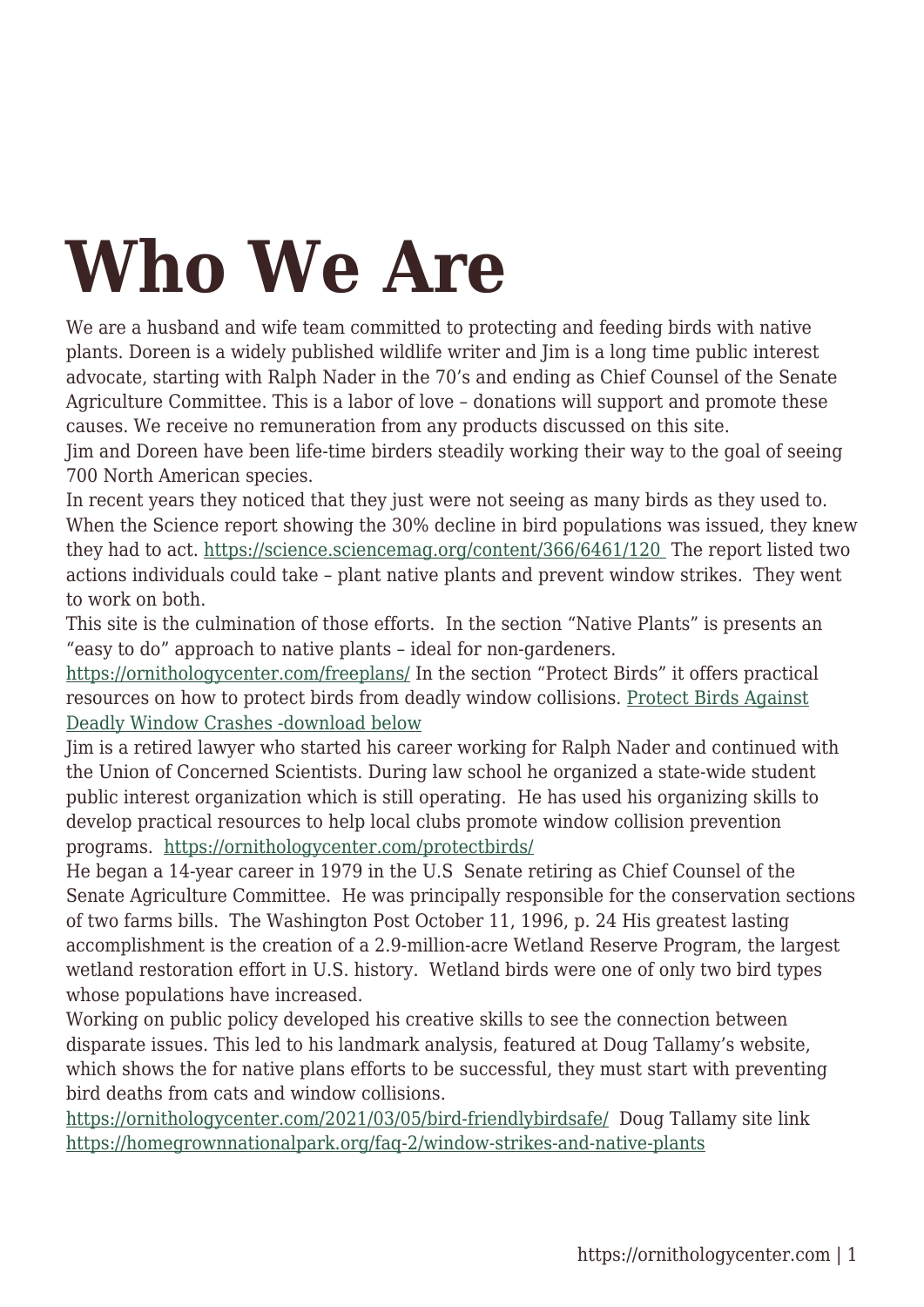# Who We Are

We are a husband and wife team committed to protecting and feeding birds with native plants. Doreen is a widely published wildlife writer and Jim is a long time public interest advocate, starting with Ralph Nader in the 70's and ending as Chief Counsel of the Senate Agriculture Committee. This is a labor of love – donations will support and promote these causes. We receive no remuneration from any products discussed on this site.

Jim and Doreen have been life-time birders steadily working their way to the goal of seeing 700 North American species.

In recent years they noticed that they just were not seeing as many birds as they used to. When the Science report showing the 30% decline in bird populations was issued, they knew they had to act. https://science.sciencemag.org/content/366/6461/120 The report listed two actions individuals could take – plant native plants and prevent window strikes. They went to work on both.

This site is the culmination of those efforts. In the section "Native Plants" is presents an "easy to do" approach to native plants – ideal for non-gardeners. https://ornithologycenter.com/freeplans/ In the section "Protect Birds" it offers practical resources on how to protect birds from deadly window collisions. Protect Birds Against Deadly Window Crashes -download below

Jim is a retired lawyer who started his career working for Ralph Nader and continued with the Union of Concerned Scientists. During law school he organized a state-wide student public interest organization which is still operating. He has used his organizing skills to develop practical resources to help local clubs promote window collision prevention programs. https://ornithologycenter.com/protectbirds/

He began a 14-year career in 1979 in the U.S Senate retiring as Chief Counsel of the Senate Agriculture Committee. He was principally responsible for the conservation sections of two farms bills. The Washington Post October 11, 1996, p. 24 His greatest lasting accomplishment is the creation of a 2.9-million-acre Wetland Reserve Program, the largest wetland restoration effort in U.S. history. Wetland birds were one of only two bird types whose populations have increased.

Working on public policy developed his creative skills to see the connection between disparate issues. This led to his landmark analysis, featured at Doug Tallamy's website, which shows the for native plans efforts to be successful, they must start with preventing bird deaths from cats and window collisions. https://ornithologycenter.com/2021/03/05/bird-friendlybirdsafe/ Doug Tallamy site link https://homegrownnationalpark.org/faq-2/window-strikes-and-native-plants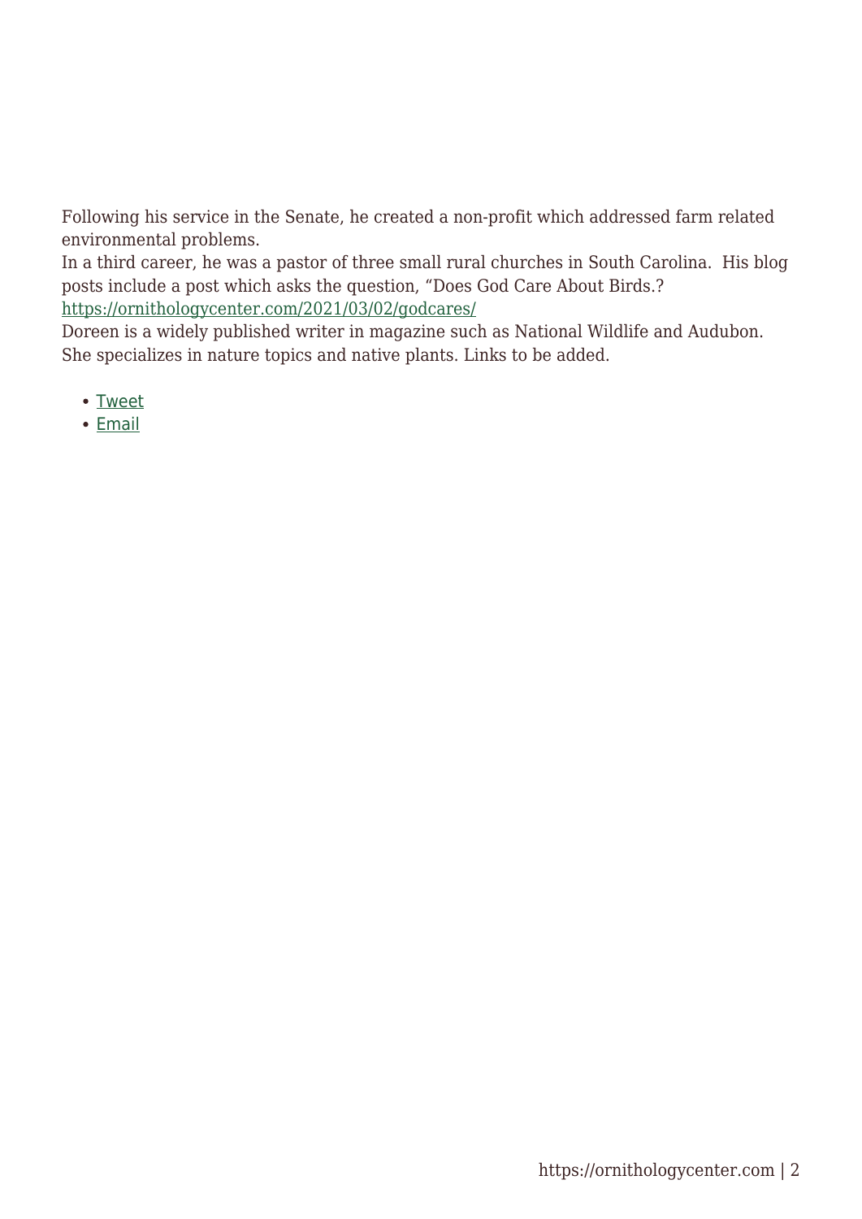Following his service in the Senate, he created a non-profit which addressed farm related environmental problems.

In a third career, he was a pastor of three small rural churches in South Carolina.  His blog posts include a post which asks the question, "Does God Care About Birds.? https://ornithologycenter.com/2021/03/02/godcares/

Doreen is a widely published writer in magazine such as National Wildlife and Audubon. She specializes in nature topics and native plants. Links to be added.

- Tweet
- Email